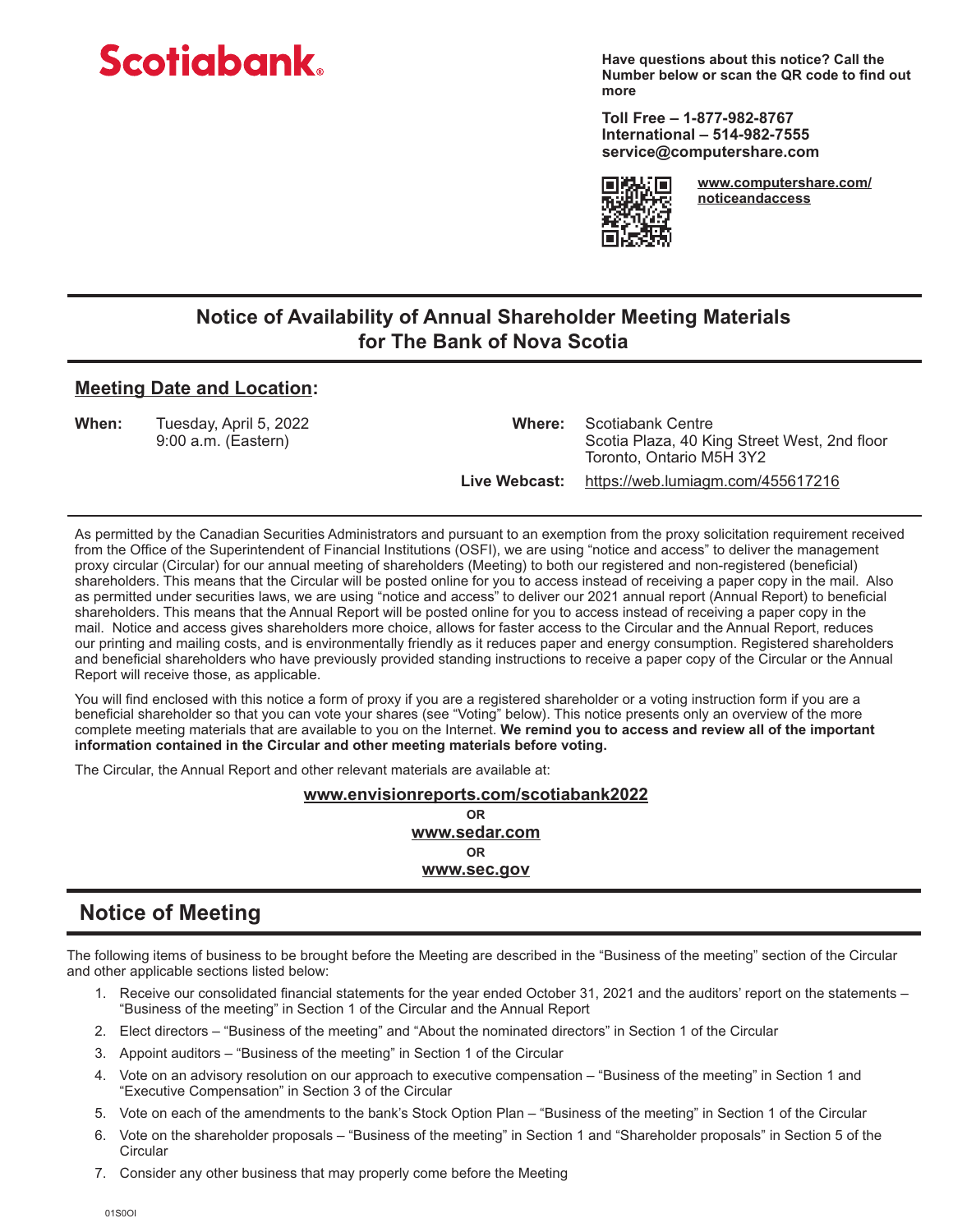Scotiabank

**Have questions about this notice? Call the Number below or scan the QR code to find out more**

**Toll Free – 1-877-982-8767**
**International – 514-982-7555**
**service@computershare.com**

**www.computershare.com/noticeandaccess**

# Notice of Availability of Annual Shareholder Meeting Materials for The Bank of Nova Scotia

## Meeting Date and Location:

**When:** Tuesday, April 5, 2022
9:00 a.m. (Eastern)

**Where:** Scotiabank Centre
Scotia Plaza, 40 King Street West, 2nd floor
Toronto, Ontario M5H 3Y2

**Live Webcast:** https://web.lumiagm.com/455617216

As permitted by the Canadian Securities Administrators and pursuant to an exemption from the proxy solicitation requirement received from the Office of the Superintendent of Financial Institutions (OSFI), we are using "notice and access" to deliver the management proxy circular (Circular) for our annual meeting of shareholders (Meeting) to both our registered and non-registered (beneficial) shareholders. This means that the Circular will be posted online for you to access instead of receiving a paper copy in the mail. Also as permitted under securities laws, we are using "notice and access" to deliver our 2021 annual report (Annual Report) to beneficial shareholders. This means that the Annual Report will be posted online for you to access instead of receiving a paper copy in the mail. Notice and access gives shareholders more choice, allows for faster access to the Circular and the Annual Report, reduces our printing and mailing costs, and is environmentally friendly as it reduces paper and energy consumption. Registered shareholders and beneficial shareholders who have previously provided standing instructions to receive a paper copy of the Circular or the Annual Report will receive those, as applicable.

You will find enclosed with this notice a form of proxy if you are a registered shareholder or a voting instruction form if you are a beneficial shareholder so that you can vote your shares (see "Voting" below). This notice presents only an overview of the more complete meeting materials that are available to you on the Internet. **We remind you to access and review all of the important information contained in the Circular and other meeting materials before voting.**

The Circular, the Annual Report and other relevant materials are available at:

**www.envisionreports.com/scotiabank2022**

**OR**

**www.sedar.com**

**OR**

**www.sec.gov**

## Notice of Meeting

The following items of business to be brought before the Meeting are described in the "Business of the meeting" section of the Circular and other applicable sections listed below:

1. Receive our consolidated financial statements for the year ended October 31, 2021 and the auditors' report on the statements – "Business of the meeting" in Section 1 of the Circular and the Annual Report
2. Elect directors – "Business of the meeting" and "About the nominated directors" in Section 1 of the Circular
3. Appoint auditors – "Business of the meeting" in Section 1 of the Circular
4. Vote on an advisory resolution on our approach to executive compensation – "Business of the meeting" in Section 1 and "Executive Compensation" in Section 3 of the Circular
5. Vote on each of the amendments to the bank's Stock Option Plan – "Business of the meeting" in Section 1 of the Circular
6. Vote on the shareholder proposals – "Business of the meeting" in Section 1 and "Shareholder proposals" in Section 5 of the Circular
7. Consider any other business that may properly come before the Meeting

01S0OI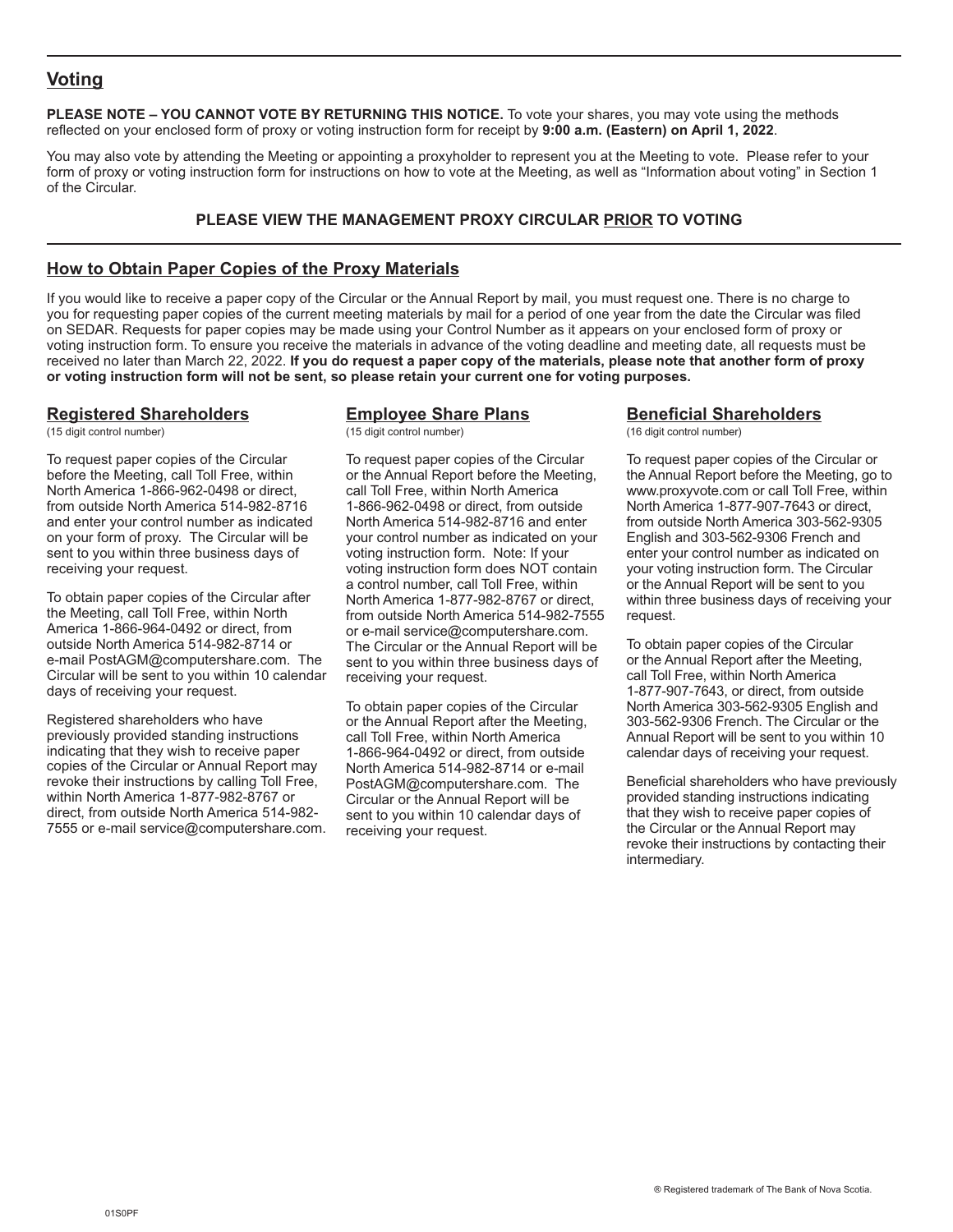## Voting

**PLEASE NOTE – YOU CANNOT VOTE BY RETURNING THIS NOTICE.** To vote your shares, you may vote using the methods reflected on your enclosed form of proxy or voting instruction form for receipt by **9:00 a.m. (Eastern) on April 1, 2022**.

You may also vote by attending the Meeting or appointing a proxyholder to represent you at the Meeting to vote. Please refer to your form of proxy or voting instruction form for instructions on how to vote at the Meeting, as well as "Information about voting" in Section 1 of the Circular.

**PLEASE VIEW THE MANAGEMENT PROXY CIRCULAR PRIOR TO VOTING**

## How to Obtain Paper Copies of the Proxy Materials

If you would like to receive a paper copy of the Circular or the Annual Report by mail, you must request one. There is no charge to you for requesting paper copies of the current meeting materials by mail for a period of one year from the date the Circular was filed on SEDAR. Requests for paper copies may be made using your Control Number as it appears on your enclosed form of proxy or voting instruction form. To ensure you receive the materials in advance of the voting deadline and meeting date, all requests must be received no later than March 22, 2022. **If you do request a paper copy of the materials, please note that another form of proxy or voting instruction form will not be sent, so please retain your current one for voting purposes.**

### Registered Shareholders

(15 digit control number)

To request paper copies of the Circular before the Meeting, call Toll Free, within North America 1-866-962-0498 or direct, from outside North America 514-982-8716 and enter your control number as indicated on your form of proxy. The Circular will be sent to you within three business days of receiving your request.

To obtain paper copies of the Circular after the Meeting, call Toll Free, within North America 1-866-964-0492 or direct, from outside North America 514-982-8714 or e-mail PostAGM@computershare.com. The Circular will be sent to you within 10 calendar days of receiving your request.

Registered shareholders who have previously provided standing instructions indicating that they wish to receive paper copies of the Circular or Annual Report may revoke their instructions by calling Toll Free, within North America 1-877-982-8767 or direct, from outside North America 514-982-7555 or e-mail service@computershare.com.

### Employee Share Plans

(15 digit control number)

To request paper copies of the Circular or the Annual Report before the Meeting, call Toll Free, within North America 1-866-962-0498 or direct, from outside North America 514-982-8716 and enter your control number as indicated on your voting instruction form. Note: If your voting instruction form does NOT contain a control number, call Toll Free, within North America 1-877-982-8767 or direct, from outside North America 514-982-7555 or e-mail service@computershare.com. The Circular or the Annual Report will be sent to you within three business days of receiving your request.

To obtain paper copies of the Circular or the Annual Report after the Meeting, call Toll Free, within North America 1-866-964-0492 or direct, from outside North America 514-982-8714 or e-mail PostAGM@computershare.com. The Circular or the Annual Report will be sent to you within 10 calendar days of receiving your request.

### Beneficial Shareholders

(16 digit control number)

To request paper copies of the Circular or the Annual Report before the Meeting, go to www.proxyvote.com or call Toll Free, within North America 1-877-907-7643 or direct, from outside North America 303-562-9305 English and 303-562-9306 French and enter your control number as indicated on your voting instruction form. The Circular or the Annual Report will be sent to you within three business days of receiving your request.

To obtain paper copies of the Circular or the Annual Report after the Meeting, call Toll Free, within North America 1-877-907-7643, or direct, from outside North America 303-562-9305 English and 303-562-9306 French. The Circular or the Annual Report will be sent to you within 10 calendar days of receiving your request.

Beneficial shareholders who have previously provided standing instructions indicating that they wish to receive paper copies of the Circular or the Annual Report may revoke their instructions by contacting their intermediary.

® Registered trademark of The Bank of Nova Scotia.

01S0PF